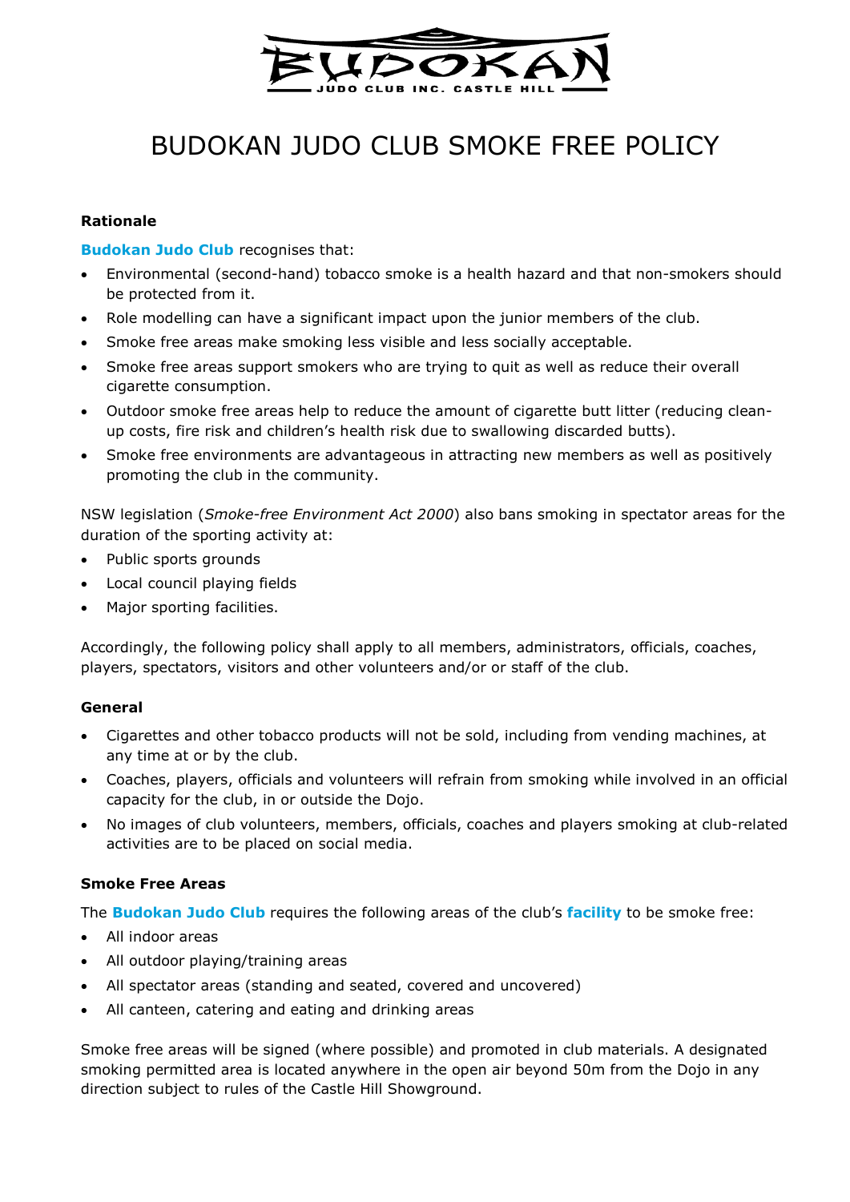# BUDOKAN JUDO CLUB SMOKE FREE POLICY

**Rationale**

**Budokan Judo Club** recognises that:

- Environmental (second-hand) tobacco smoke is a health hazard and that non-smokers should be protected from it.
- Role modelling can have a significant impact upon the junior members of the club.
- Smoke free areas make smoking less visible and less socially acceptable.
- Smoke free areas support smokers who are trying to quit as well as reduce their overall cigarette consumption.
- Outdoor smoke free areas help to reduce the amount of cigarette butt litter (reducing clean-up costs, fire risk and children's health risk due to swallowing discarded butts).
- Smoke free environments are advantageous in attracting new members as well as positively promoting the club in the community.

NSW legislation (*Smoke-free Environment Act 2000*) also bans smoking in spectator areas for the duration of the sporting activity at:

- Public sports grounds
- Local council playing fields
- Major sporting facilities.

Accordingly, the following policy shall apply to all members, administrators, officials, coaches, players, spectators, visitors and other volunteers and/or or staff of the club.

**General**

- Cigarettes and other tobacco products will not be sold, including from vending machines, at any time at or by the club.
- Coaches, players, officials and volunteers will refrain from smoking while involved in an official capacity for the club, in or outside the Dojo.
- No images of club volunteers, members, officials, coaches and players smoking at club-related activities are to be placed on social media.

**Smoke Free Areas**

The **Budokan Judo Club** requires the following areas of the club's **facility** to be smoke free:

- All indoor areas
- All outdoor playing/training areas
- All spectator areas (standing and seated, covered and uncovered)
- All canteen, catering and eating and drinking areas

Smoke free areas will be signed (where possible) and promoted in club materials. A designated smoking permitted area is located anywhere in the open air beyond 50m from the Dojo in any direction subject to rules of the Castle Hill Showground.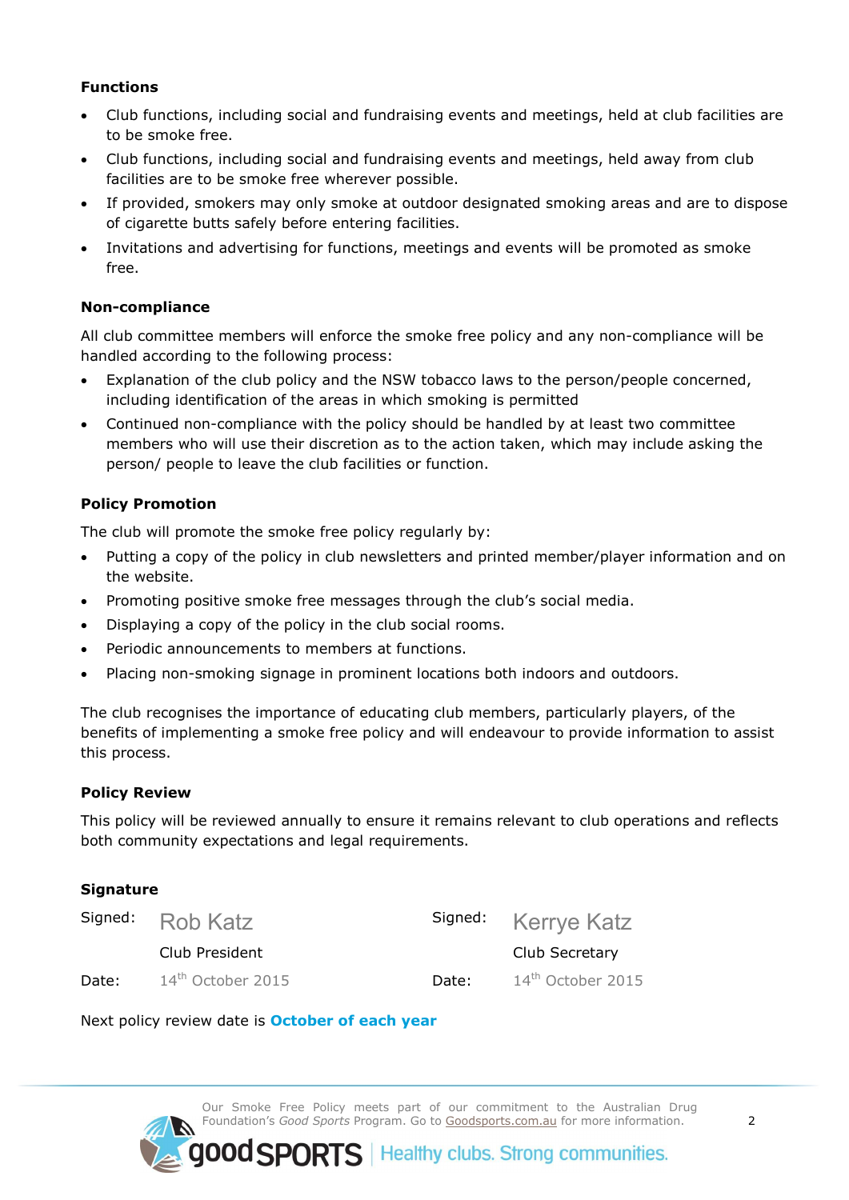### Functions

- Club functions, including social and fundraising events and meetings, held at club facilities are to be smoke free.
- Club functions, including social and fundraising events and meetings, held away from club facilities are to be smoke free wherever possible.
- If provided, smokers may only smoke at outdoor designated smoking areas and are to dispose of cigarette butts safely before entering facilities.
- Invitations and advertising for functions, meetings and events will be promoted as smoke free.

### Non-compliance

All club committee members will enforce the smoke free policy and any non-compliance will be handled according to the following process:

- Explanation of the club policy and the NSW tobacco laws to the person/people concerned, including identification of the areas in which smoking is permitted
- Continued non-compliance with the policy should be handled by at least two committee members who will use their discretion as to the action taken, which may include asking the person/ people to leave the club facilities or function.

### Policy Promotion

The club will promote the smoke free policy regularly by:

- Putting a copy of the policy in club newsletters and printed member/player information and on the website.
- Promoting positive smoke free messages through the club's social media.
- Displaying a copy of the policy in the club social rooms.
- Periodic announcements to members at functions.
- Placing non-smoking signage in prominent locations both indoors and outdoors.

The club recognises the importance of educating club members, particularly players, of the benefits of implementing a smoke free policy and will endeavour to provide information to assist this process.

### Policy Review

This policy will be reviewed annually to ensure it remains relevant to club operations and reflects both community expectations and legal requirements.

### Signature

| | | | |
|---|---|---|---|
| Signed: | Rob Katz | Signed: | Kerrye Katz |
| | Club President | | Club Secretary |
| Date: | 14th October 2015 | Date: | 14th October 2015 |

Next policy review date is **October of each year**

Our Smoke Free Policy meets part of our commitment to the Australian Drug Foundation's *Good Sports* Program. Go to Goodsports.com.au for more information.

good SPORTS | Healthy clubs. Strong communities.